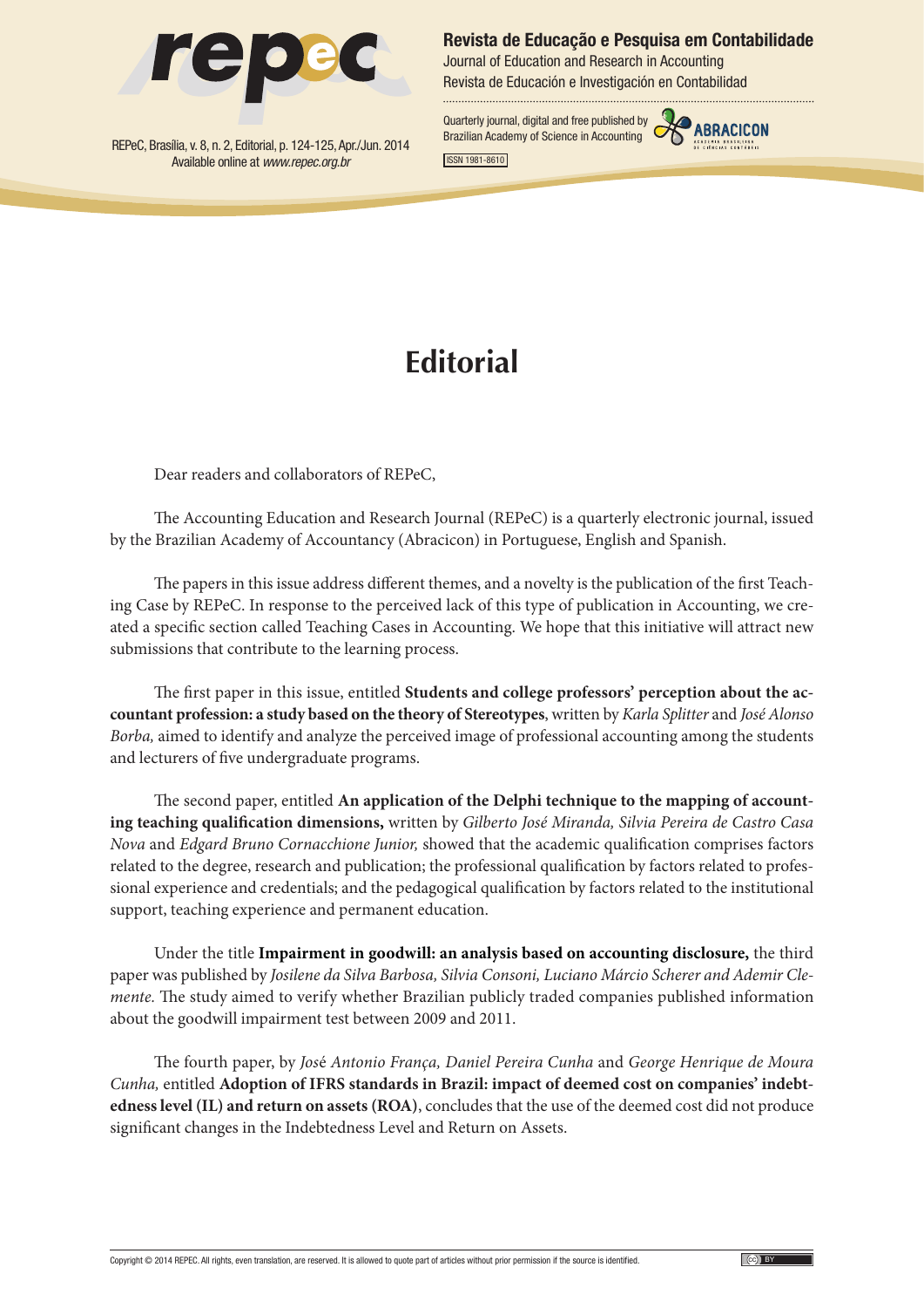# Editorial

Dear readers and collaborators of REPeC,

The Accounting Education and Research Journal (REPeC) is a quarterly electronic journal, issued by the Brazilian Academy of Accountancy (Abracicon) in Portuguese, English and Spanish.

The papers in this issue address different themes, and a novelty is the publication of the first Teaching Case by REPeC. In response to the perceived lack of this type of publication in Accounting, we created a specific section called Teaching Cases in Accounting. We hope that this initiative will attract new submissions that contribute to the learning process.

The first paper in this issue, entitled **Students and college professors' perception about the accountant profession: a study based on the theory of Stereotypes**, written by *Karla Splitter* and *José Alonso Borba,* aimed to identify and analyze the perceived image of professional accounting among the students and lecturers of five undergraduate programs.

The second paper, entitled **An application of the Delphi technique to the mapping of accounting teaching qualification dimensions,** written by *Gilberto José Miranda, Silvia Pereira de Castro Casa Nova* and *Edgard Bruno Cornacchione Junior,* showed that the academic qualification comprises factors related to the degree, research and publication; the professional qualification by factors related to professional experience and credentials; and the pedagogical qualification by factors related to the institutional support, teaching experience and permanent education.

Under the title **Impairment in goodwill: an analysis based on accounting disclosure,** the third paper was published by *Josilene da Silva Barbosa, Silvia Consoni, Luciano Márcio Scherer and Ademir Clemente.* The study aimed to verify whether Brazilian publicly traded companies published information about the goodwill impairment test between 2009 and 2011.

The fourth paper, by *José Antonio França, Daniel Pereira Cunha* and *George Henrique de Moura Cunha,* entitled **Adoption of IFRS standards in Brazil: impact of deemed cost on companies' indebtedness level (IL) and return on assets (ROA)**, concludes that the use of the deemed cost did not produce significant changes in the Indebtedness Level and Return on Assets.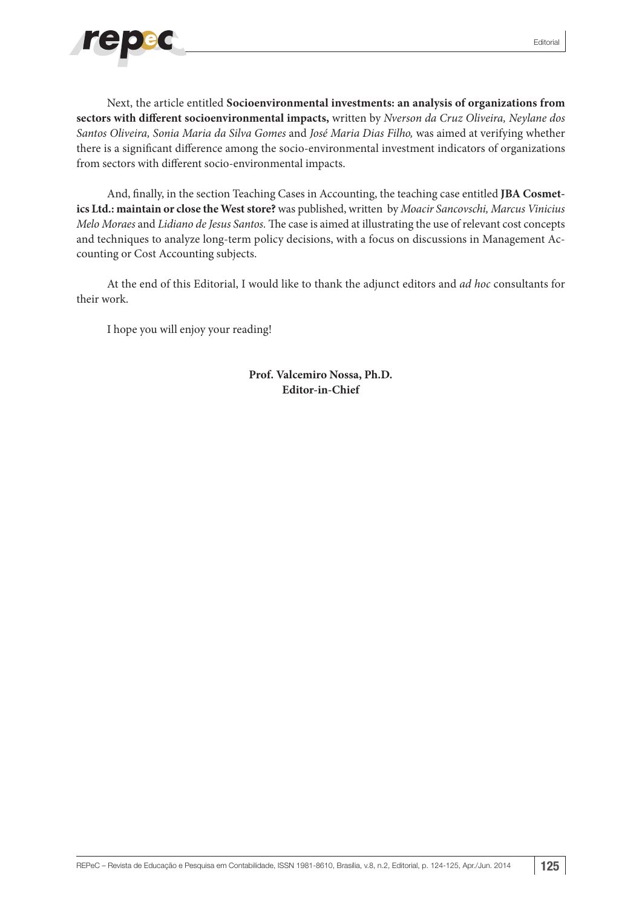Next, the article entitled **Socioenvironmental investments: an analysis of organizations from sectors with different socioenvironmental impacts,** written by *Nverson da Cruz Oliveira, Neylane dos Santos Oliveira, Sonia Maria da Silva Gomes* and *José Maria Dias Filho,* was aimed at verifying whether there is a significant difference among the socio-environmental investment indicators of organizations from sectors with different socio-environmental impacts.

And, finally, in the section Teaching Cases in Accounting, the teaching case entitled **JBA Cosmetics Ltd.: maintain or close the West store?** was published, written by *Moacir Sancovschi, Marcus Vinicius Melo Moraes* and *Lidiano de Jesus Santos.* The case is aimed at illustrating the use of relevant cost concepts and techniques to analyze long-term policy decisions, with a focus on discussions in Management Accounting or Cost Accounting subjects.

At the end of this Editorial, I would like to thank the adjunct editors and *ad hoc* consultants for their work.

I hope you will enjoy your reading!

**Prof. Valcemiro Nossa, Ph.D.**
**Editor-in-Chief**